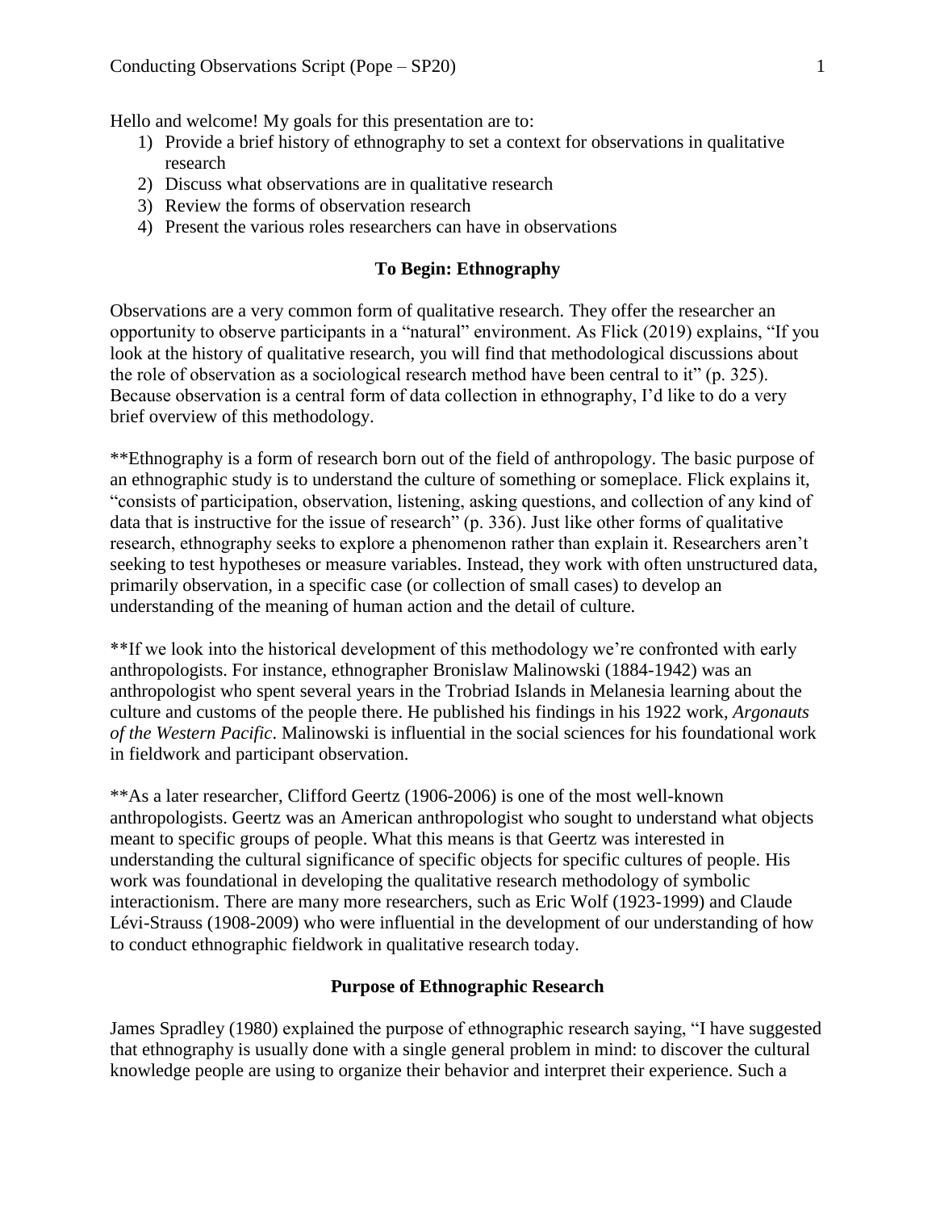Hello and welcome! My goals for this presentation are to:

1) Provide a brief history of ethnography to set a context for observations in qualitative research
2) Discuss what observations are in qualitative research
3) Review the forms of observation research
4) Present the various roles researchers can have in observations

## To Begin: Ethnography

Observations are a very common form of qualitative research. They offer the researcher an opportunity to observe participants in a "natural" environment. As Flick (2019) explains, "If you look at the history of qualitative research, you will find that methodological discussions about the role of observation as a sociological research method have been central to it" (p. 325). Because observation is a central form of data collection in ethnography, I'd like to do a very brief overview of this methodology.

**Ethnography is a form of research born out of the field of anthropology. The basic purpose of an ethnographic study is to understand the culture of something or someplace. Flick explains it, "consists of participation, observation, listening, asking questions, and collection of any kind of data that is instructive for the issue of research" (p. 336). Just like other forms of qualitative research, ethnography seeks to explore a phenomenon rather than explain it. Researchers aren't seeking to test hypotheses or measure variables. Instead, they work with often unstructured data, primarily observation, in a specific case (or collection of small cases) to develop an understanding of the meaning of human action and the detail of culture.

**If we look into the historical development of this methodology we're confronted with early anthropologists. For instance, ethnographer Bronislaw Malinowski (1884-1942) was an anthropologist who spent several years in the Trobriad Islands in Melanesia learning about the culture and customs of the people there. He published his findings in his 1922 work, *Argonauts of the Western Pacific*. Malinowski is influential in the social sciences for his foundational work in fieldwork and participant observation.

**As a later researcher, Clifford Geertz (1906-2006) is one of the most well-known anthropologists. Geertz was an American anthropologist who sought to understand what objects meant to specific groups of people. What this means is that Geertz was interested in understanding the cultural significance of specific objects for specific cultures of people. His work was foundational in developing the qualitative research methodology of symbolic interactionism. There are many more researchers, such as Eric Wolf (1923-1999) and Claude Lévi-Strauss (1908-2009) who were influential in the development of our understanding of how to conduct ethnographic fieldwork in qualitative research today.

## Purpose of Ethnographic Research

James Spradley (1980) explained the purpose of ethnographic research saying, "I have suggested that ethnography is usually done with a single general problem in mind: to discover the cultural knowledge people are using to organize their behavior and interpret their experience. Such a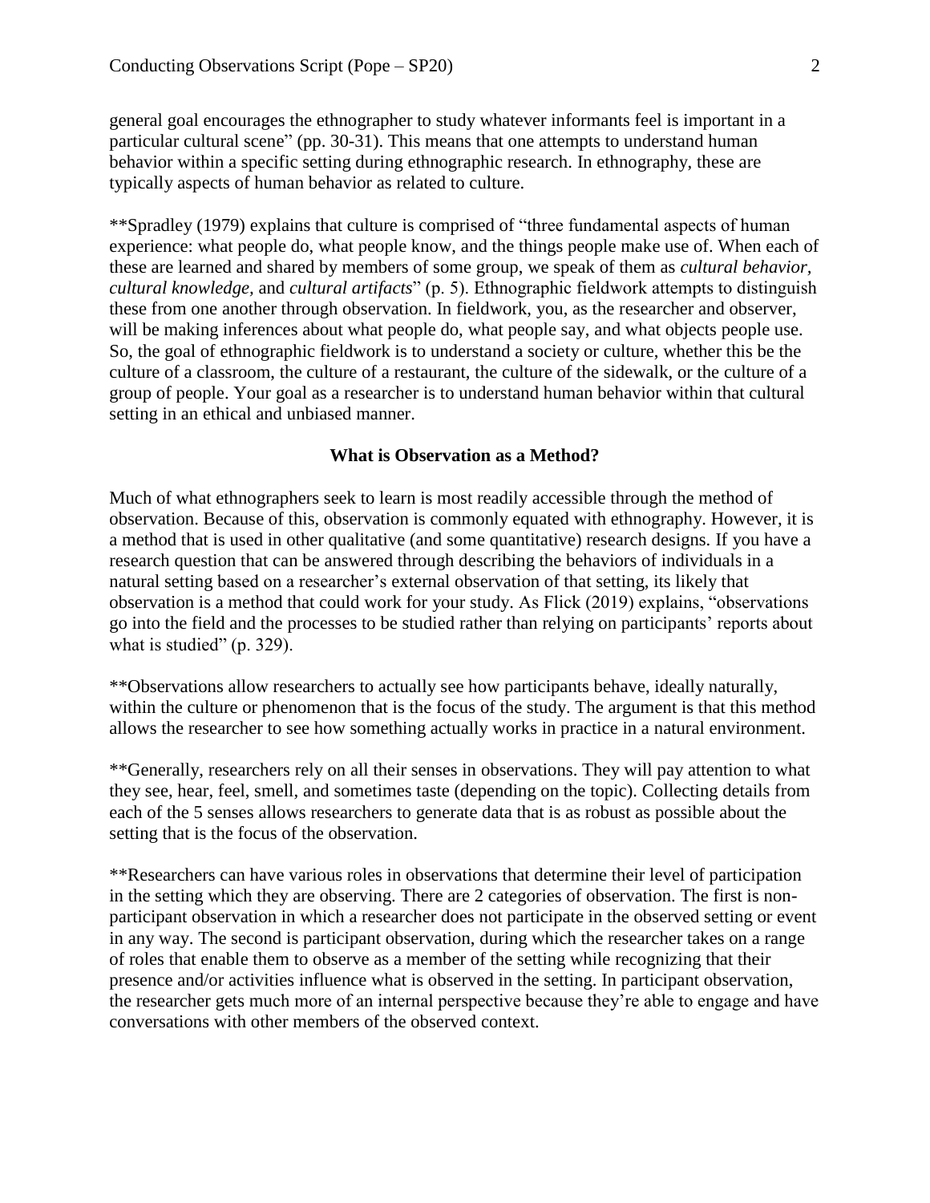general goal encourages the ethnographer to study whatever informants feel is important in a particular cultural scene" (pp. 30-31). This means that one attempts to understand human behavior within a specific setting during ethnographic research. In ethnography, these are typically aspects of human behavior as related to culture.

**Spradley (1979) explains that culture is comprised of "three fundamental aspects of human experience: what people do, what people know, and the things people make use of. When each of these are learned and shared by members of some group, we speak of them as *cultural behavior*, *cultural knowledge*, and *cultural artifacts*" (p. 5). Ethnographic fieldwork attempts to distinguish these from one another through observation. In fieldwork, you, as the researcher and observer, will be making inferences about what people do, what people say, and what objects people use. So, the goal of ethnographic fieldwork is to understand a society or culture, whether this be the culture of a classroom, the culture of a restaurant, the culture of the sidewalk, or the culture of a group of people. Your goal as a researcher is to understand human behavior within that cultural setting in an ethical and unbiased manner.

## What is Observation as a Method?

Much of what ethnographers seek to learn is most readily accessible through the method of observation. Because of this, observation is commonly equated with ethnography. However, it is a method that is used in other qualitative (and some quantitative) research designs. If you have a research question that can be answered through describing the behaviors of individuals in a natural setting based on a researcher's external observation of that setting, its likely that observation is a method that could work for your study. As Flick (2019) explains, "observations go into the field and the processes to be studied rather than relying on participants' reports about what is studied" (p. 329).

**Observations allow researchers to actually see how participants behave, ideally naturally, within the culture or phenomenon that is the focus of the study. The argument is that this method allows the researcher to see how something actually works in practice in a natural environment.

**Generally, researchers rely on all their senses in observations. They will pay attention to what they see, hear, feel, smell, and sometimes taste (depending on the topic). Collecting details from each of the 5 senses allows researchers to generate data that is as robust as possible about the setting that is the focus of the observation.

**Researchers can have various roles in observations that determine their level of participation in the setting which they are observing. There are 2 categories of observation. The first is non-participant observation in which a researcher does not participate in the observed setting or event in any way. The second is participant observation, during which the researcher takes on a range of roles that enable them to observe as a member of the setting while recognizing that their presence and/or activities influence what is observed in the setting. In participant observation, the researcher gets much more of an internal perspective because they're able to engage and have conversations with other members of the observed context.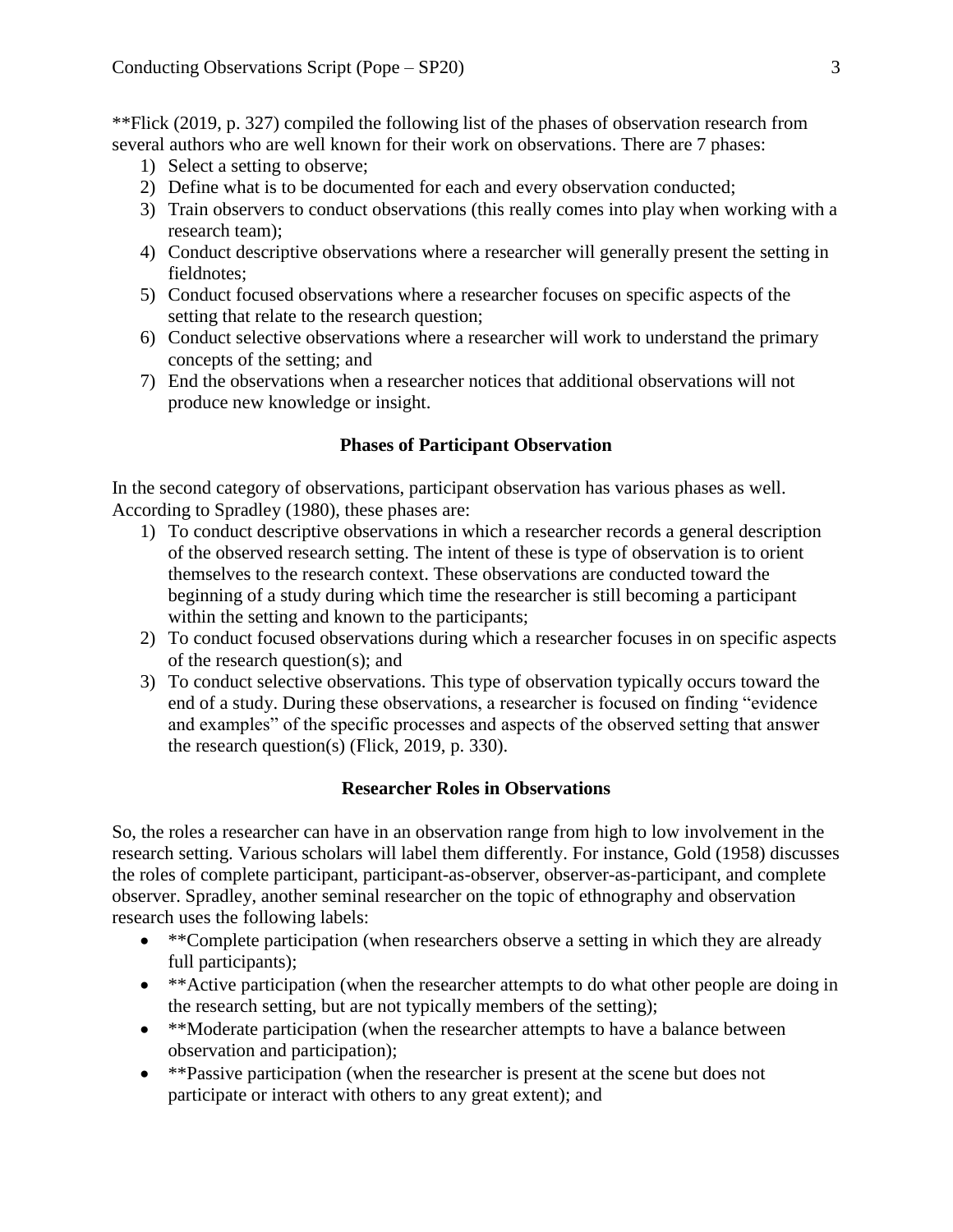**Flick (2019, p. 327) compiled the following list of the phases of observation research from several authors who are well known for their work on observations. There are 7 phases:

1) Select a setting to observe;
2) Define what is to be documented for each and every observation conducted;
3) Train observers to conduct observations (this really comes into play when working with a research team);
4) Conduct descriptive observations where a researcher will generally present the setting in fieldnotes;
5) Conduct focused observations where a researcher focuses on specific aspects of the setting that relate to the research question;
6) Conduct selective observations where a researcher will work to understand the primary concepts of the setting; and
7) End the observations when a researcher notices that additional observations will not produce new knowledge or insight.

### Phases of Participant Observation

In the second category of observations, participant observation has various phases as well. According to Spradley (1980), these phases are:

1) To conduct descriptive observations in which a researcher records a general description of the observed research setting. The intent of these is type of observation is to orient themselves to the research context. These observations are conducted toward the beginning of a study during which time the researcher is still becoming a participant within the setting and known to the participants;
2) To conduct focused observations during which a researcher focuses in on specific aspects of the research question(s); and
3) To conduct selective observations. This type of observation typically occurs toward the end of a study. During these observations, a researcher is focused on finding "evidence and examples" of the specific processes and aspects of the observed setting that answer the research question(s) (Flick, 2019, p. 330).

### Researcher Roles in Observations

So, the roles a researcher can have in an observation range from high to low involvement in the research setting. Various scholars will label them differently. For instance, Gold (1958) discusses the roles of complete participant, participant-as-observer, observer-as-participant, and complete observer. Spradley, another seminal researcher on the topic of ethnography and observation research uses the following labels:

- **Complete participation (when researchers observe a setting in which they are already full participants);
- **Active participation (when the researcher attempts to do what other people are doing in the research setting, but are not typically members of the setting);
- **Moderate participation (when the researcher attempts to have a balance between observation and participation);
- **Passive participation (when the researcher is present at the scene but does not participate or interact with others to any great extent); and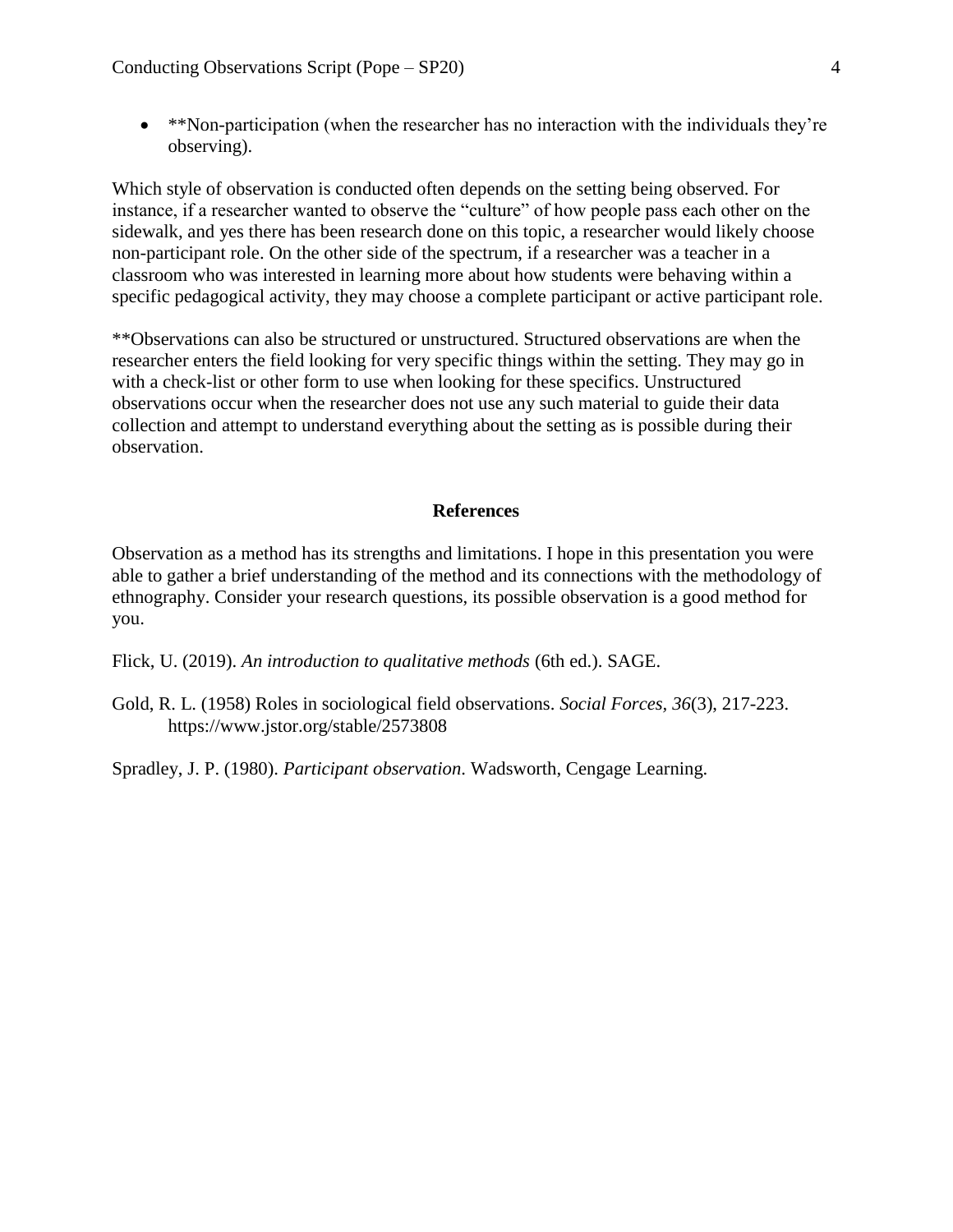- **Non-participation (when the researcher has no interaction with the individuals they're observing).

Which style of observation is conducted often depends on the setting being observed. For instance, if a researcher wanted to observe the "culture" of how people pass each other on the sidewalk, and yes there has been research done on this topic, a researcher would likely choose non-participant role. On the other side of the spectrum, if a researcher was a teacher in a classroom who was interested in learning more about how students were behaving within a specific pedagogical activity, they may choose a complete participant or active participant role.

**Observations can also be structured or unstructured. Structured observations are when the researcher enters the field looking for very specific things within the setting. They may go in with a check-list or other form to use when looking for these specifics. Unstructured observations occur when the researcher does not use any such material to guide their data collection and attempt to understand everything about the setting as is possible during their observation.

## References

Observation as a method has its strengths and limitations. I hope in this presentation you were able to gather a brief understanding of the method and its connections with the methodology of ethnography. Consider your research questions, its possible observation is a good method for you.

Flick, U. (2019). *An introduction to qualitative methods* (6th ed.). SAGE.

Gold, R. L. (1958) Roles in sociological field observations. *Social Forces, 36*(3), 217-223. https://www.jstor.org/stable/2573808

Spradley, J. P. (1980). *Participant observation*. Wadsworth, Cengage Learning.